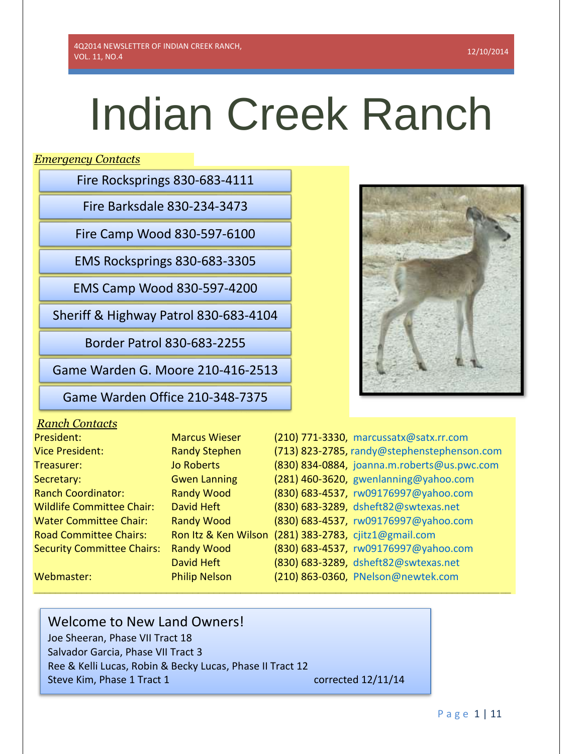4Q2014 NEWSLETTER OF INDIAN CREEK RANCH, VOL. 11, NO.4 — 12/10/2014

# Indian Creek Ranch

*Emergency Contacts*

- Fire Rocksprings 830-683-4111
- Fire Barksdale 830-234-3473
- Fire Camp Wood 830-597-6100
- EMS Rocksprings 830-683-3305
- EMS Camp Wood 830-597-4200
- Sheriff & Highway Patrol 830-683-4104
- Border Patrol 830-683-2255
- Game Warden G. Moore 210-416-2513
- Game Warden Office 210-348-7375

*Ranch Contacts*

| Position | Name | Contact |
|---|---|---|
| President: | Marcus Wieser | (210) 771-3330, marcussatx@satx.rr.com |
| Vice President: | Randy Stephen | (713) 823-2785, randy@stephenstephenson.com |
| Treasurer: | Jo Roberts | (830) 834-0884, joanna.m.roberts@us.pwc.com |
| Secretary: | Gwen Lanning | (281) 460-3620, gwenlanning@yahoo.com |
| Ranch Coordinator: | Randy Wood | (830) 683-4537, rw09176997@yahoo.com |
| Wildlife Committee Chair: | David Heft | (830) 683-3289, dsheft82@swtexas.net |
| Water Committee Chair: | Randy Wood | (830) 683-4537, rw09176997@yahoo.com |
| Road Committee Chairs: | Ron Itz & Ken Wilson | (281) 383-2783, cjitz1@gmail.com |
| Security Committee Chairs: | Randy Wood | (830) 683-4537, rw09176997@yahoo.com |
| | David Heft | (830) 683-3289, dsheft82@swtexas.net |
| Webmaster: | Philip Nelson | (210) 863-0360, PNelson@newtek.com |

## Welcome to New Land Owners!

Joe Sheeran, Phase VII Tract 18
Salvador Garcia, Phase VII Tract 3
Ree & Kelli Lucas, Robin & Becky Lucas, Phase II Tract 12
Steve Kim, Phase 1 Tract 1 corrected 12/11/14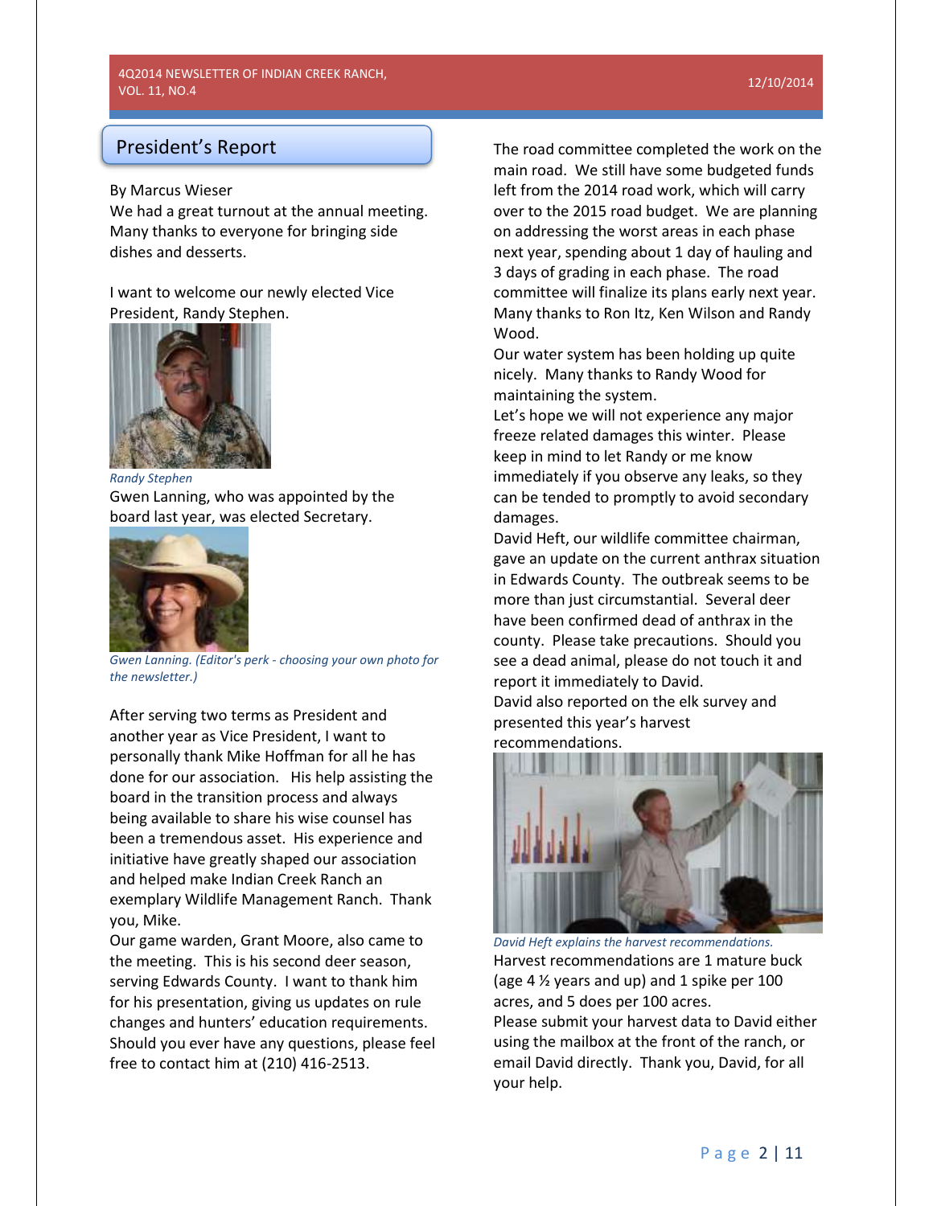## President's Report

By Marcus Wieser

We had a great turnout at the annual meeting. Many thanks to everyone for bringing side dishes and desserts.

I want to welcome our newly elected Vice President, Randy Stephen.

*Randy Stephen*

Gwen Lanning, who was appointed by the board last year, was elected Secretary.

*Gwen Lanning. (Editor's perk - choosing your own photo for the newsletter.)*

After serving two terms as President and another year as Vice President, I want to personally thank Mike Hoffman for all he has done for our association. His help assisting the board in the transition process and always being available to share his wise counsel has been a tremendous asset. His experience and initiative have greatly shaped our association and helped make Indian Creek Ranch an exemplary Wildlife Management Ranch. Thank you, Mike.

Our game warden, Grant Moore, also came to the meeting. This is his second deer season, serving Edwards County. I want to thank him for his presentation, giving us updates on rule changes and hunters' education requirements. Should you ever have any questions, please feel free to contact him at (210) 416-2513.

The road committee completed the work on the main road. We still have some budgeted funds left from the 2014 road work, which will carry over to the 2015 road budget. We are planning on addressing the worst areas in each phase next year, spending about 1 day of hauling and 3 days of grading in each phase. The road committee will finalize its plans early next year. Many thanks to Ron Itz, Ken Wilson and Randy Wood.

Our water system has been holding up quite nicely. Many thanks to Randy Wood for maintaining the system.

Let's hope we will not experience any major freeze related damages this winter. Please keep in mind to let Randy or me know immediately if you observe any leaks, so they can be tended to promptly to avoid secondary damages.

David Heft, our wildlife committee chairman, gave an update on the current anthrax situation in Edwards County. The outbreak seems to be more than just circumstantial. Several deer have been confirmed dead of anthrax in the county. Please take precautions. Should you see a dead animal, please do not touch it and report it immediately to David.

David also reported on the elk survey and presented this year's harvest recommendations.

*David Heft explains the harvest recommendations.*

Harvest recommendations are 1 mature buck (age 4 ½ years and up) and 1 spike per 100 acres, and 5 does per 100 acres.

Please submit your harvest data to David either using the mailbox at the front of the ranch, or email David directly. Thank you, David, for all your help.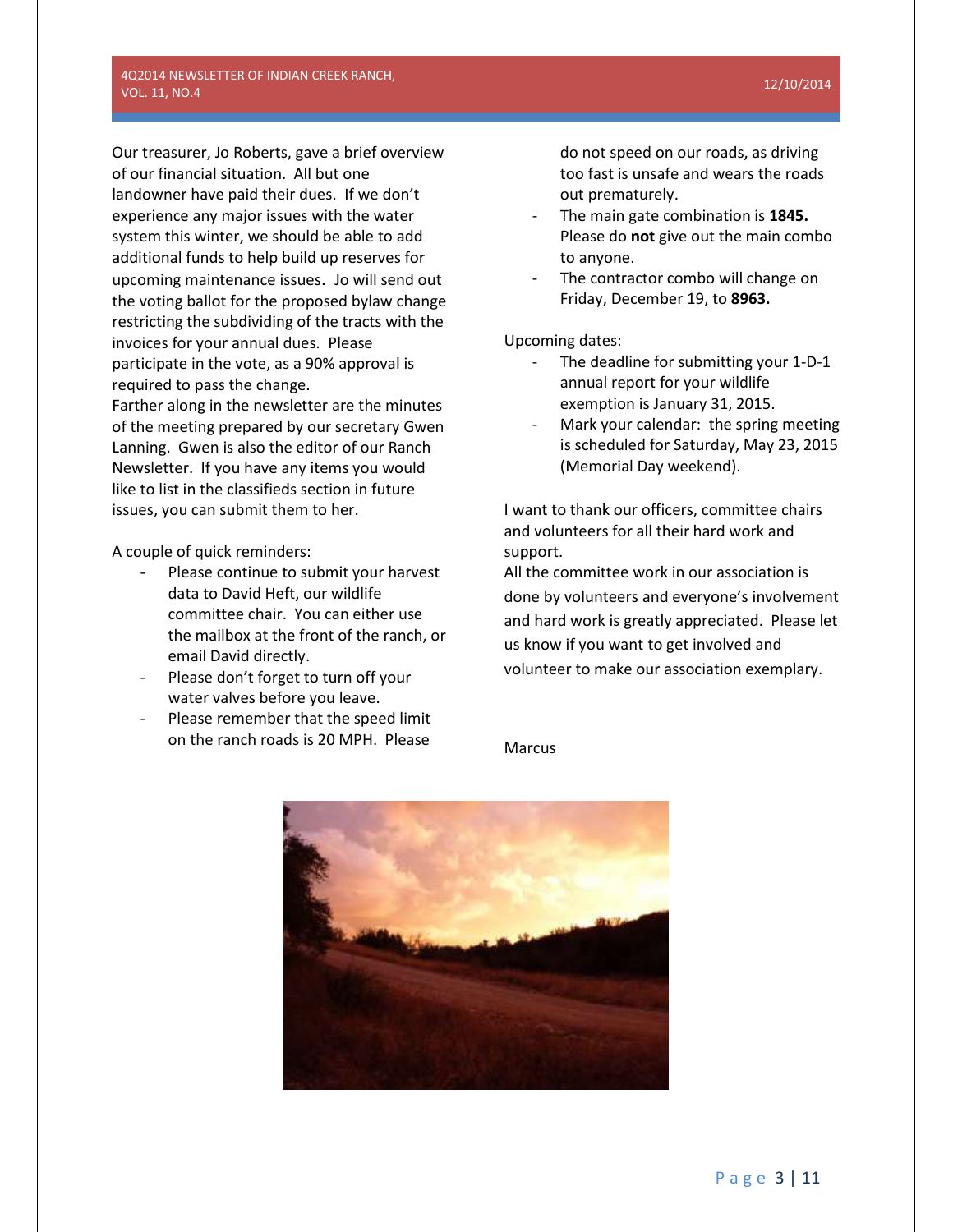Our treasurer, Jo Roberts, gave a brief overview of our financial situation. All but one landowner have paid their dues. If we don't experience any major issues with the water system this winter, we should be able to add additional funds to help build up reserves for upcoming maintenance issues. Jo will send out the voting ballot for the proposed bylaw change restricting the subdividing of the tracts with the invoices for your annual dues. Please participate in the vote, as a 90% approval is required to pass the change.

Farther along in the newsletter are the minutes of the meeting prepared by our secretary Gwen Lanning. Gwen is also the editor of our Ranch Newsletter. If you have any items you would like to list in the classifieds section in future issues, you can submit them to her.

A couple of quick reminders:

- Please continue to submit your harvest data to David Heft, our wildlife committee chair. You can either use the mailbox at the front of the ranch, or email David directly.
- Please don't forget to turn off your water valves before you leave.
- Please remember that the speed limit on the ranch roads is 20 MPH. Please do not speed on our roads, as driving too fast is unsafe and wears the roads out prematurely.
- The main gate combination is **1845.** Please do **not** give out the main combo to anyone.
- The contractor combo will change on Friday, December 19, to **8963.**

Upcoming dates:

- The deadline for submitting your 1-D-1 annual report for your wildlife exemption is January 31, 2015.
- Mark your calendar: the spring meeting is scheduled for Saturday, May 23, 2015 (Memorial Day weekend).

I want to thank our officers, committee chairs and volunteers for all their hard work and support.

All the committee work in our association is done by volunteers and everyone's involvement and hard work is greatly appreciated. Please let us know if you want to get involved and volunteer to make our association exemplary.

Marcus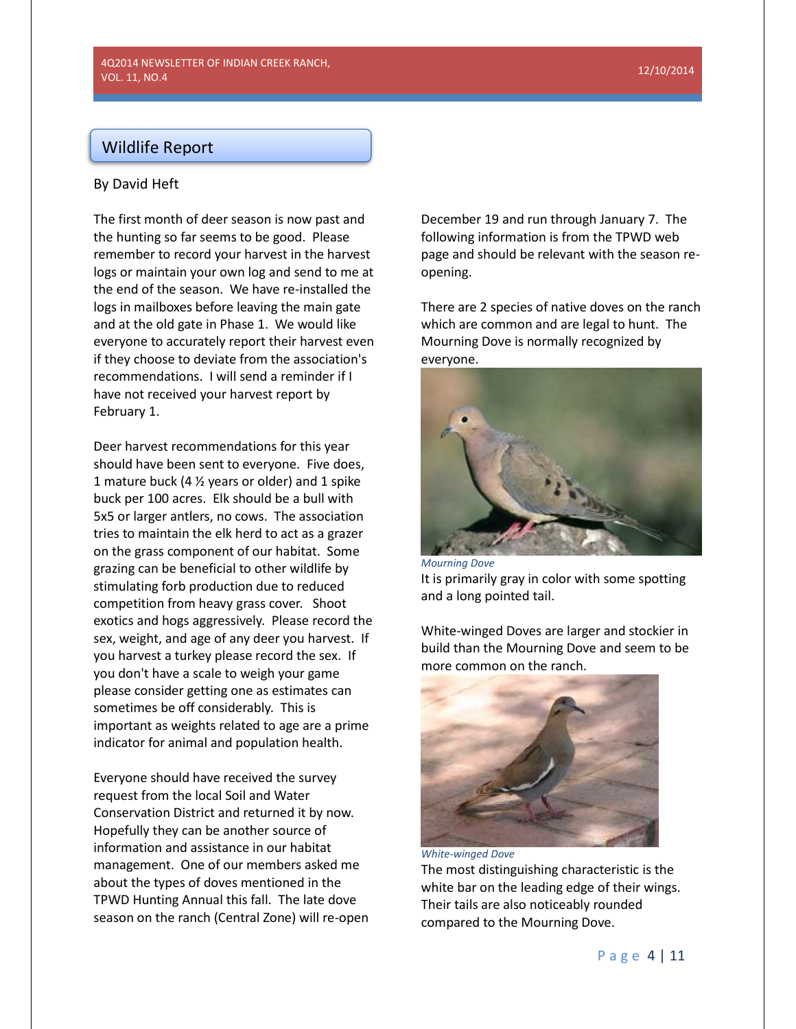## Wildlife Report

By David Heft

The first month of deer season is now past and the hunting so far seems to be good. Please remember to record your harvest in the harvest logs or maintain your own log and send to me at the end of the season. We have re-installed the logs in mailboxes before leaving the main gate and at the old gate in Phase 1. We would like everyone to accurately report their harvest even if they choose to deviate from the association's recommendations. I will send a reminder if I have not received your harvest report by February 1.

Deer harvest recommendations for this year should have been sent to everyone. Five does, 1 mature buck (4 ½ years or older) and 1 spike buck per 100 acres. Elk should be a bull with 5x5 or larger antlers, no cows. The association tries to maintain the elk herd to act as a grazer on the grass component of our habitat. Some grazing can be beneficial to other wildlife by stimulating forb production due to reduced competition from heavy grass cover. Shoot exotics and hogs aggressively. Please record the sex, weight, and age of any deer you harvest. If you harvest a turkey please record the sex. If you don't have a scale to weigh your game please consider getting one as estimates can sometimes be off considerably. This is important as weights related to age are a prime indicator for animal and population health.

Everyone should have received the survey request from the local Soil and Water Conservation District and returned it by now. Hopefully they can be another source of information and assistance in our habitat management. One of our members asked me about the types of doves mentioned in the TPWD Hunting Annual this fall. The late dove season on the ranch (Central Zone) will re-open December 19 and run through January 7. The following information is from the TPWD web page and should be relevant with the season re-opening.

There are 2 species of native doves on the ranch which are common and are legal to hunt. The Mourning Dove is normally recognized by everyone.

*Mourning Dove*

It is primarily gray in color with some spotting and a long pointed tail.

White-winged Doves are larger and stockier in build than the Mourning Dove and seem to be more common on the ranch.

*White-winged Dove*

The most distinguishing characteristic is the white bar on the leading edge of their wings. Their tails are also noticeably rounded compared to the Mourning Dove.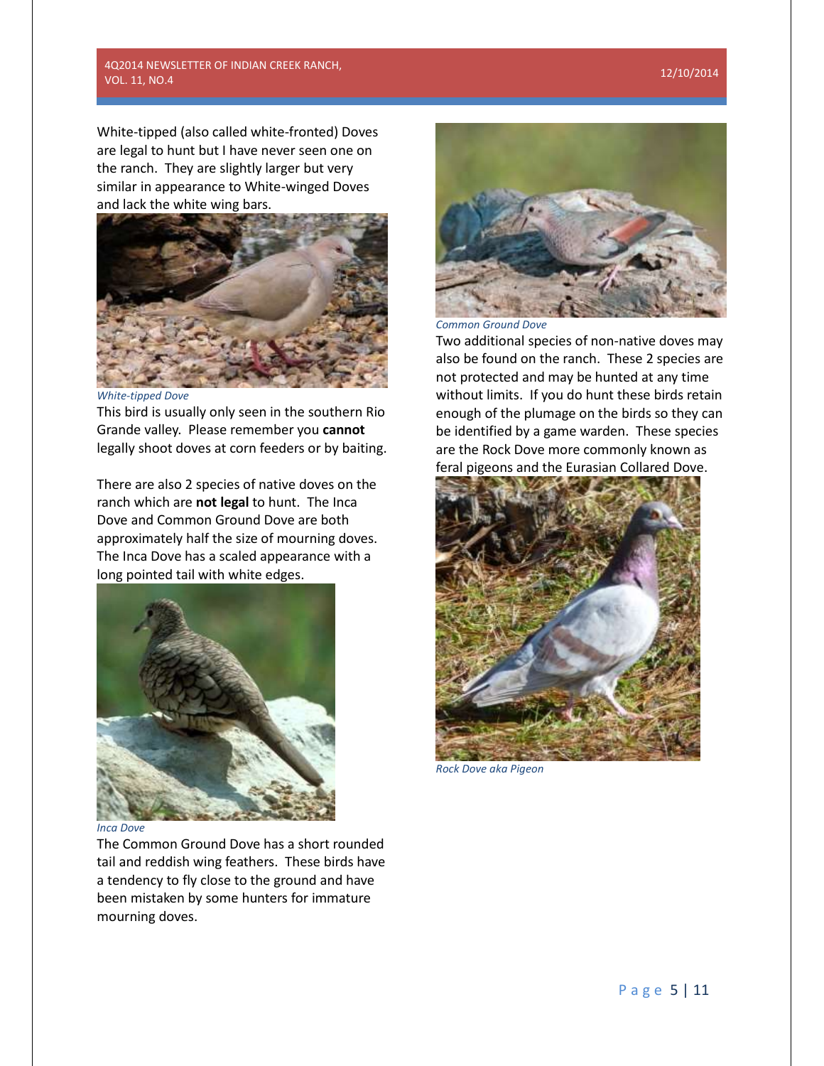White-tipped (also called white-fronted) Doves are legal to hunt but I have never seen one on the ranch. They are slightly larger but very similar in appearance to White-winged Doves and lack the white wing bars.

*White-tipped Dove*

This bird is usually only seen in the southern Rio Grande valley. Please remember you **cannot** legally shoot doves at corn feeders or by baiting.

There are also 2 species of native doves on the ranch which are **not legal** to hunt. The Inca Dove and Common Ground Dove are both approximately half the size of mourning doves. The Inca Dove has a scaled appearance with a long pointed tail with white edges.

*Inca Dove*

The Common Ground Dove has a short rounded tail and reddish wing feathers. These birds have a tendency to fly close to the ground and have been mistaken by some hunters for immature mourning doves.

*Common Ground Dove*

Two additional species of non-native doves may also be found on the ranch. These 2 species are not protected and may be hunted at any time without limits. If you do hunt these birds retain enough of the plumage on the birds so they can be identified by a game warden. These species are the Rock Dove more commonly known as feral pigeons and the Eurasian Collared Dove.

*Rock Dove aka Pigeon*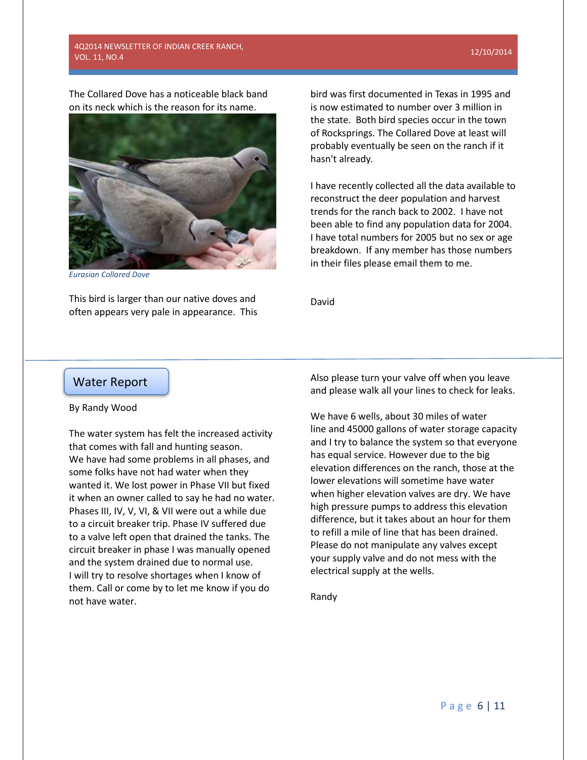The Collared Dove has a noticeable black band on its neck which is the reason for its name.

*Eurasian Collared Dove*

This bird is larger than our native doves and often appears very pale in appearance. This bird was first documented in Texas in 1995 and is now estimated to number over 3 million in the state. Both bird species occur in the town of Rocksprings. The Collared Dove at least will probably eventually be seen on the ranch if it hasn't already.

I have recently collected all the data available to reconstruct the deer population and harvest trends for the ranch back to 2002. I have not been able to find any population data for 2004. I have total numbers for 2005 but no sex or age breakdown. If any member has those numbers in their files please email them to me.

David

---

## Water Report

By Randy Wood

The water system has felt the increased activity that comes with fall and hunting season. We have had some problems in all phases, and some folks have not had water when they wanted it. We lost power in Phase VII but fixed it when an owner called to say he had no water. Phases III, IV, V, VI, & VII were out a while due to a circuit breaker trip. Phase IV suffered due to a valve left open that drained the tanks. The circuit breaker in phase I was manually opened and the system drained due to normal use. I will try to resolve shortages when I know of them. Call or come by to let me know if you do not have water.

Also please turn your valve off when you leave and please walk all your lines to check for leaks.

We have 6 wells, about 30 miles of water line and 45000 gallons of water storage capacity and I try to balance the system so that everyone has equal service. However due to the big elevation differences on the ranch, those at the lower elevations will sometime have water when higher elevation valves are dry. We have high pressure pumps to address this elevation difference, but it takes about an hour for them to refill a mile of line that has been drained. Please do not manipulate any valves except your supply valve and do not mess with the electrical supply at the wells.

Randy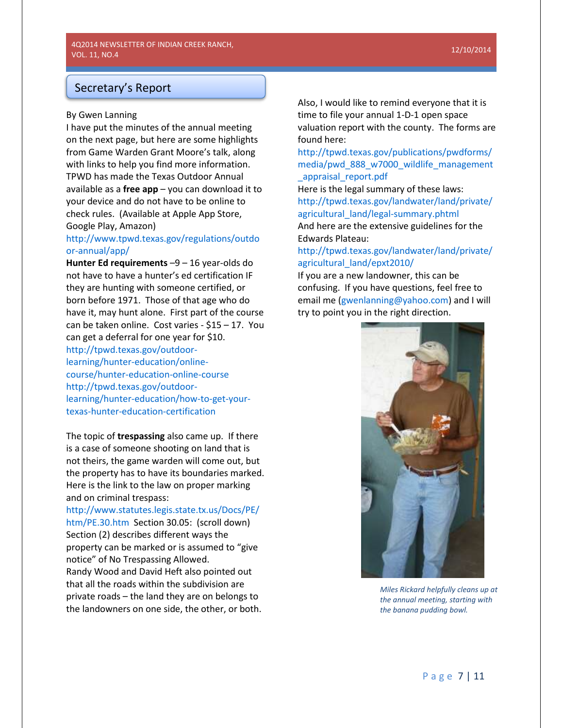## Secretary's Report

By Gwen Lanning

I have put the minutes of the annual meeting on the next page, but here are some highlights from Game Warden Grant Moore's talk, along with links to help you find more information.

TPWD has made the Texas Outdoor Annual available as a **free app** – you can download it to your device and do not have to be online to check rules. (Available at Apple App Store, Google Play, Amazon)

http://www.tpwd.texas.gov/regulations/outdoor-annual/app/

**Hunter Ed requirements** –9 – 16 year-olds do not have to have a hunter's ed certification IF they are hunting with someone certified, or born before 1971. Those of that age who do have it, may hunt alone. First part of the course can be taken online. Cost varies - $15 – 17. You can get a deferral for one year for $10.

http://tpwd.texas.gov/outdoor-learning/hunter-education/online-course/hunter-education-online-course

http://tpwd.texas.gov/outdoor-learning/hunter-education/how-to-get-your-texas-hunter-education-certification

The topic of **trespassing** also came up. If there is a case of someone shooting on land that is not theirs, the game warden will come out, but the property has to have its boundaries marked. Here is the link to the law on proper marking and on criminal trespass:

http://www.statutes.legis.state.tx.us/Docs/PE/htm/PE.30.htm Section 30.05: (scroll down) Section (2) describes different ways the property can be marked or is assumed to "give notice" of No Trespassing Allowed.

Randy Wood and David Heft also pointed out that all the roads within the subdivision are private roads – the land they are on belongs to the landowners on one side, the other, or both.

Also, I would like to remind everyone that it is time to file your annual 1-D-1 open space valuation report with the county. The forms are found here:

http://tpwd.texas.gov/publications/pwdforms/media/pwd_888_w7000_wildlife_management_appraisal_report.pdf

Here is the legal summary of these laws:

http://tpwd.texas.gov/landwater/land/private/agricultural_land/legal-summary.phtml

And here are the extensive guidelines for the Edwards Plateau:

http://tpwd.texas.gov/landwater/land/private/agricultural_land/epxt2010/

If you are a new landowner, this can be confusing. If you have questions, feel free to email me (gwenlanning@yahoo.com) and I will try to point you in the right direction.

*Miles Rickard helpfully cleans up at the annual meeting, starting with the banana pudding bowl.*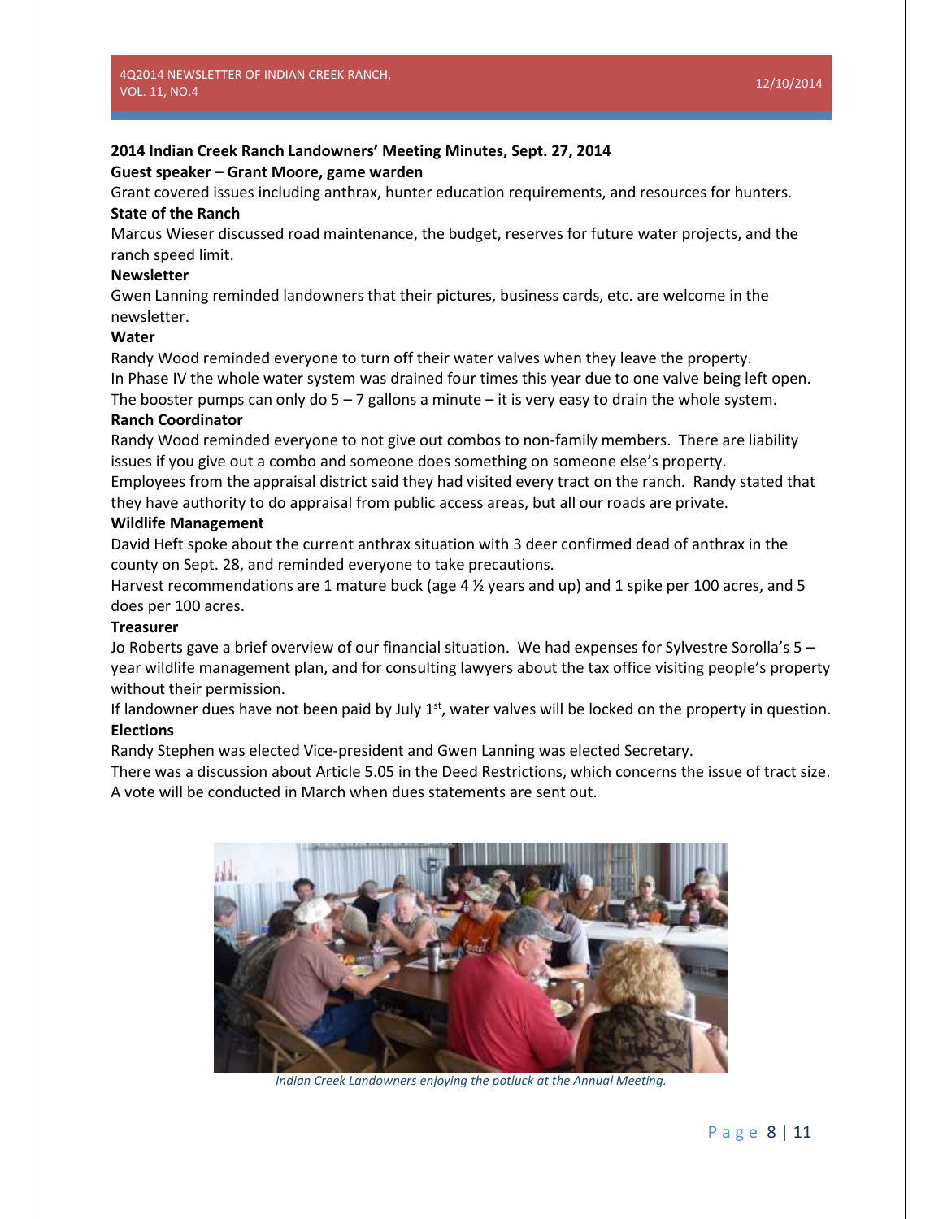## 2014 Indian Creek Ranch Landowners' Meeting Minutes, Sept. 27, 2014

**Guest speaker – Grant Moore, game warden**

Grant covered issues including anthrax, hunter education requirements, and resources for hunters.

**State of the Ranch**

Marcus Wieser discussed road maintenance, the budget, reserves for future water projects, and the ranch speed limit.

**Newsletter**

Gwen Lanning reminded landowners that their pictures, business cards, etc. are welcome in the newsletter.

**Water**

Randy Wood reminded everyone to turn off their water valves when they leave the property.

In Phase IV the whole water system was drained four times this year due to one valve being left open. The booster pumps can only do 5 – 7 gallons a minute – it is very easy to drain the whole system.

**Ranch Coordinator**

Randy Wood reminded everyone to not give out combos to non-family members. There are liability issues if you give out a combo and someone does something on someone else's property.

Employees from the appraisal district said they had visited every tract on the ranch. Randy stated that they have authority to do appraisal from public access areas, but all our roads are private.

**Wildlife Management**

David Heft spoke about the current anthrax situation with 3 deer confirmed dead of anthrax in the county on Sept. 28, and reminded everyone to take precautions.

Harvest recommendations are 1 mature buck (age 4 ½ years and up) and 1 spike per 100 acres, and 5 does per 100 acres.

**Treasurer**

Jo Roberts gave a brief overview of our financial situation. We had expenses for Sylvestre Sorolla's 5 – year wildlife management plan, and for consulting lawyers about the tax office visiting people's property without their permission.

If landowner dues have not been paid by July 1st, water valves will be locked on the property in question.

**Elections**

Randy Stephen was elected Vice-president and Gwen Lanning was elected Secretary.

There was a discussion about Article 5.05 in the Deed Restrictions, which concerns the issue of tract size. A vote will be conducted in March when dues statements are sent out.

*Indian Creek Landowners enjoying the potluck at the Annual Meeting.*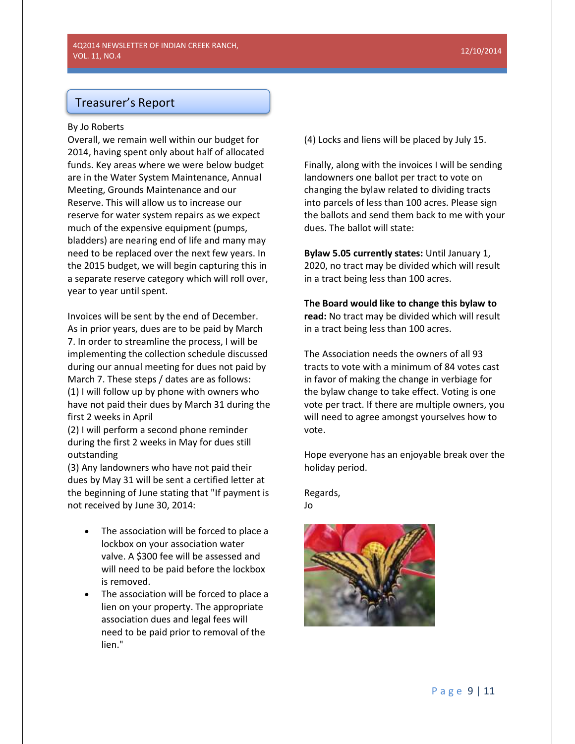## Treasurer's Report

By Jo Roberts

Overall, we remain well within our budget for 2014, having spent only about half of allocated funds. Key areas where we were below budget are in the Water System Maintenance, Annual Meeting, Grounds Maintenance and our Reserve. This will allow us to increase our reserve for water system repairs as we expect much of the expensive equipment (pumps, bladders) are nearing end of life and many may need to be replaced over the next few years. In the 2015 budget, we will begin capturing this in a separate reserve category which will roll over, year to year until spent.

Invoices will be sent by the end of December. As in prior years, dues are to be paid by March 7. In order to streamline the process, I will be implementing the collection schedule discussed during our annual meeting for dues not paid by March 7. These steps / dates are as follows:

(1) I will follow up by phone with owners who have not paid their dues by March 31 during the first 2 weeks in April

(2) I will perform a second phone reminder during the first 2 weeks in May for dues still outstanding

(3) Any landowners who have not paid their dues by May 31 will be sent a certified letter at the beginning of June stating that "If payment is not received by June 30, 2014:

- The association will be forced to place a lockbox on your association water valve. A $300 fee will be assessed and will need to be paid before the lockbox is removed.
- The association will be forced to place a lien on your property. The appropriate association dues and legal fees will need to be paid prior to removal of the lien."

(4) Locks and liens will be placed by July 15.

Finally, along with the invoices I will be sending landowners one ballot per tract to vote on changing the bylaw related to dividing tracts into parcels of less than 100 acres. Please sign the ballots and send them back to me with your dues. The ballot will state:

**Bylaw 5.05 currently states:** Until January 1, 2020, no tract may be divided which will result in a tract being less than 100 acres.

**The Board would like to change this bylaw to read:** No tract may be divided which will result in a tract being less than 100 acres.

The Association needs the owners of all 93 tracts to vote with a minimum of 84 votes cast in favor of making the change in verbiage for the bylaw change to take effect. Voting is one vote per tract. If there are multiple owners, you will need to agree amongst yourselves how to vote.

Hope everyone has an enjoyable break over the holiday period.

Regards,
Jo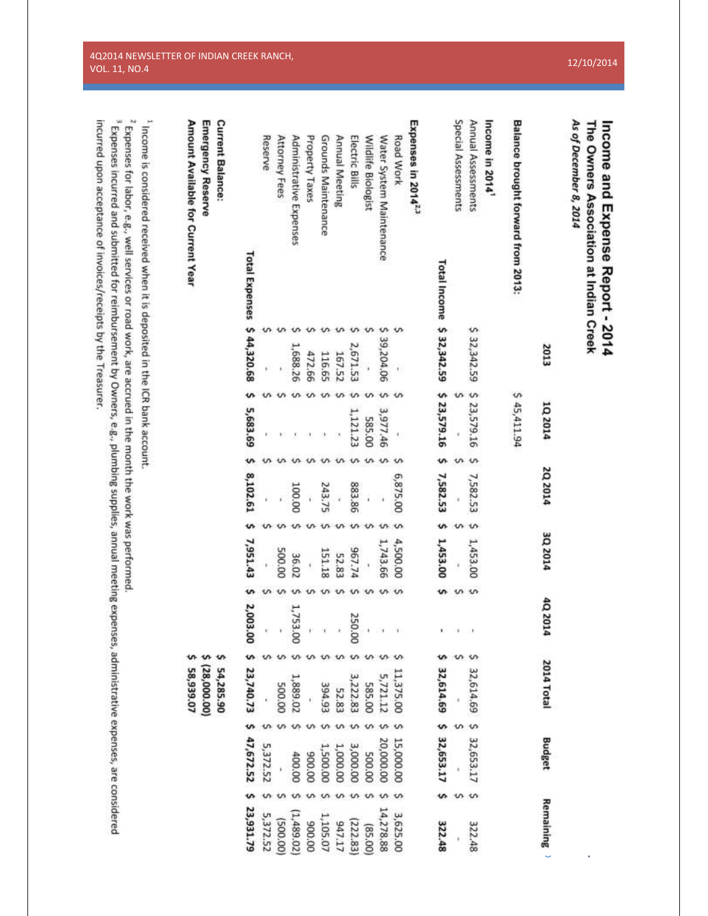# Income and Expense Report - 2014

## The Owners Association at Indian Creek

*As of December 8, 2014*

| | 2013 | 1Q 2014 | 2Q 2014 | 3Q 2014 | 4Q 2014 | 2014 Total | Budget | Remaining |
|---|---|---|---|---|---|---|---|---|
| **Balance brought forward from 2013:** | | $ 45,411.94 | | | | | | |
| **Income in 2014**[1] | | | | | | | | |
| Annual Assessments | $ 32,342.59 | $ 23,579.16 | $ 7,582.53 | $ 1,453.00 | $ - | $ 32,614.69 | $ 32,653.17 | $ 322.48 |
| Special Assessments | | $ - | $ - | $ - | $ - | $ - | $ - | - |
| **Total Income** | **$ 32,342.59** | **$ 23,579.16** | **$ 7,582.53** | **$ 1,453.00** | **$ -** | **$ 32,614.69** | **$ 32,653.17** | **$ 322.48** |
| **Expenses in 2014**[2,3] | | | | | | | | |
| Road Work | $ - | $ - | $ 6,875.00 | $ 4,500.00 | $ - | $ 11,375.00 | $ 15,000.00 | $ 3,625.00 |
| Water System Maintenance | $ 39,204.06 | $ 3,977.46 | $ - | $ 1,743.66 | $ - | $ 5,721.12 | $ 20,000.00 | $ 14,278.88 |
| Wildlife Biologist | $ - | $ 585.00 | $ - | $ - | $ - | $ 585.00 | $ 500.00 | $ (85.00) |
| Electric Bills | $ 2,671.53 | $ 1,121.23 | $ 883.86 | $ 967.74 | $ 250.00 | $ 3,222.83 | $ 3,000.00 | $ (222.83) |
| Annual Meeting | $ 167.52 | $ - | $ - | $ 52.83 | $ - | $ 52.83 | $ 1,000.00 | $ 947.17 |
| Grounds Maintenance | $ 116.65 | $ - | $ 243.75 | $ 151.18 | $ - | $ 394.93 | $ 1,500.00 | $ 1,105.07 |
| Property Taxes | $ 472.66 | $ - | $ - | $ - | $ - | $ - | $ 900.00 | $ 900.00 |
| Administrative Expenses | $ 1,688.26 | $ - | $ 100.00 | $ 36.02 | $ 1,753.00 | $ 1,889.02 | $ 400.00 | $ (1,489.02) |
| Attorney Fees | $ - | $ - | $ - | $ 500.00 | $ - | $ 500.00 | $ - | $ (500.00) |
| Reserve | $ - | $ - | $ - | $ - | $ - | $ - | $ 5,372.52 | $ 5,372.52 |
| **Total Expenses** | **$ 44,320.68** | **$ 5,683.69** | **$ 8,102.61** | **$ 7,951.43** | **$ 2,003.00** | **$ 23,740.73** | **$ 47,672.52** | **$ 23,931.79** |
| **Current Balance:** | | | | | | $ 54,285.90 | | |
| **Emergency Reserve** | | | | | | $ (28,000.00) | | |
| **Amount Available for Current Year** | | | | | | $ 58,939.07 | | |

[1] Income is considered received when it is deposited in the ICR bank account.

[2] Expenses for labor, e.g., well services or road work, are accrued in the month the work was performed.

[3] Expenses incurred and submitted for reimbursement by Owners, e.g., plumbing supplies, annual meeting expenses, administrative expenses, are considered incurred upon acceptance of invoices/receipts by the Treasurer.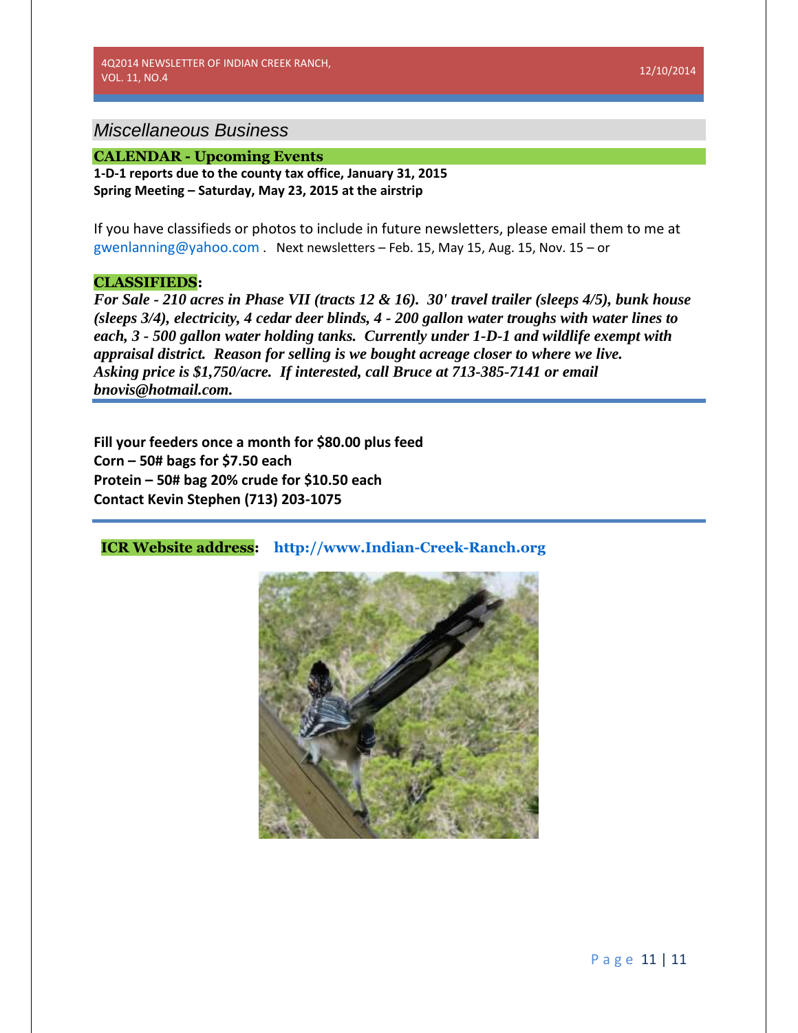## Miscellaneous Business

### CALENDAR - Upcoming Events

**1-D-1 reports due to the county tax office, January 31, 2015**
**Spring Meeting – Saturday, May 23, 2015 at the airstrip**

If you have classifieds or photos to include in future newsletters, please email them to me at gwenlanning@yahoo.com . Next newsletters – Feb. 15, May 15, Aug. 15, Nov. 15 – or

### CLASSIFIEDS:

***For Sale - 210 acres in Phase VII (tracts 12 & 16). 30' travel trailer (sleeps 4/5), bunk house (sleeps 3/4), electricity, 4 cedar deer blinds, 4 - 200 gallon water troughs with water lines to each, 3 - 500 gallon water holding tanks. Currently under 1-D-1 and wildlife exempt with appraisal district. Reason for selling is we bought acreage closer to where we live. Asking price is $1,750/acre. If interested, call Bruce at 713-385-7141 or email bnovis@hotmail.com.***

---

**Fill your feeders once a month for $80.00 plus feed**
**Corn – 50# bags for $7.50 each**
**Protein – 50# bag 20% crude for $10.50 each**
**Contact Kevin Stephen (713) 203-1075**

---

**ICR Website address: http://www.Indian-Creek-Ranch.org**